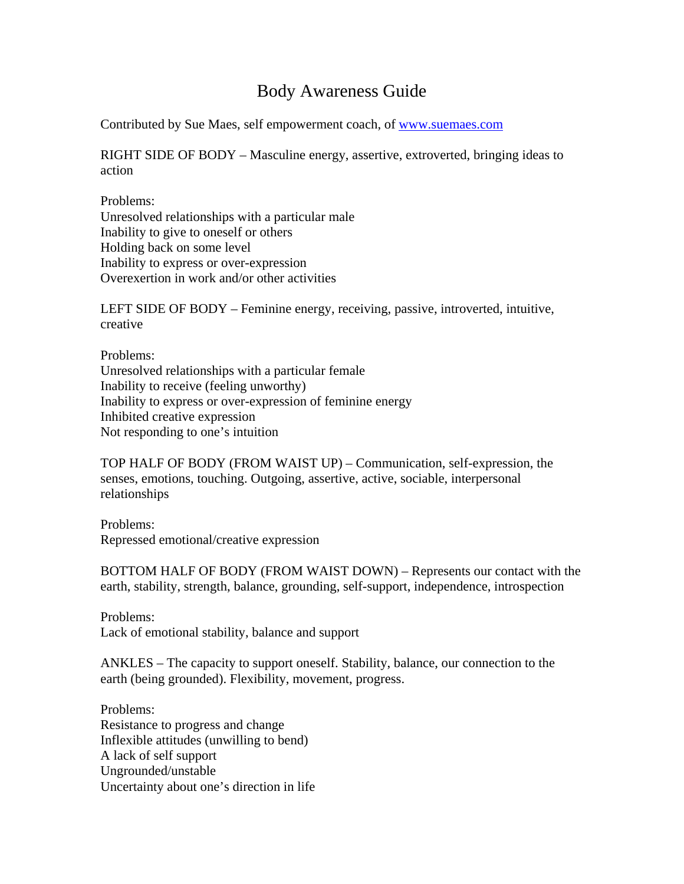# Body Awareness Guide

Contributed by Sue Maes, self empowerment coach, of [www.suemaes.com](http://www.suemaes.com)

RIGHT SIDE OF BODY – Masculine energy, assertive, extroverted, bringing ideas to action

Problems:
Unresolved relationships with a particular male
Inability to give to oneself or others
Holding back on some level
Inability to express or over-expression
Overexertion in work and/or other activities

LEFT SIDE OF BODY – Feminine energy, receiving, passive, introverted, intuitive, creative

Problems:
Unresolved relationships with a particular female
Inability to receive (feeling unworthy)
Inability to express or over-expression of feminine energy
Inhibited creative expression
Not responding to one's intuition

TOP HALF OF BODY (FROM WAIST UP) – Communication, self-expression, the senses, emotions, touching. Outgoing, assertive, active, sociable, interpersonal relationships

Problems:
Repressed emotional/creative expression

BOTTOM HALF OF BODY (FROM WAIST DOWN) – Represents our contact with the earth, stability, strength, balance, grounding, self-support, independence, introspection

Problems:
Lack of emotional stability, balance and support

ANKLES – The capacity to support oneself. Stability, balance, our connection to the earth (being grounded). Flexibility, movement, progress.

Problems:
Resistance to progress and change
Inflexible attitudes (unwilling to bend)
A lack of self support
Ungrounded/unstable
Uncertainty about one's direction in life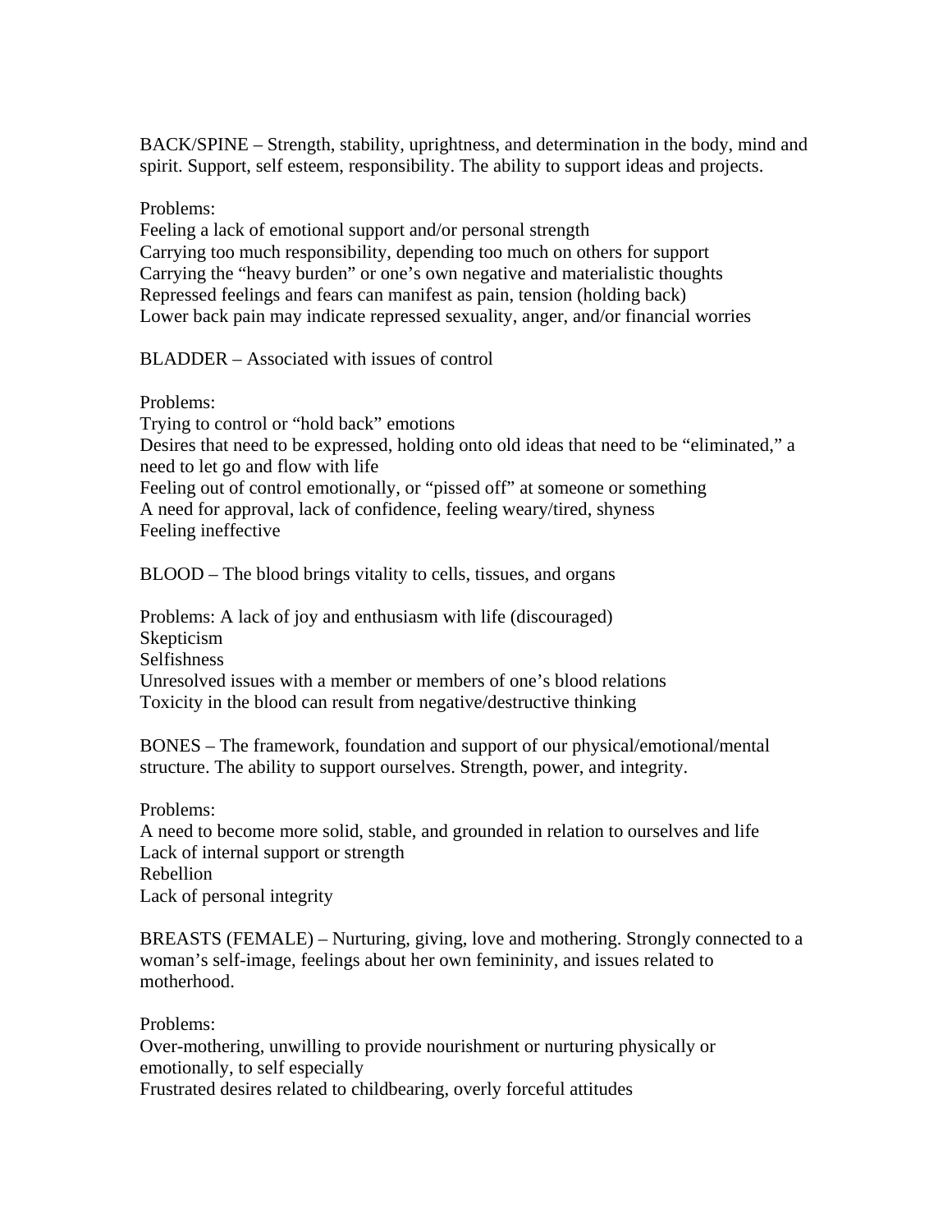BACK/SPINE – Strength, stability, uprightness, and determination in the body, mind and spirit. Support, self esteem, responsibility. The ability to support ideas and projects.

Problems:
Feeling a lack of emotional support and/or personal strength
Carrying too much responsibility, depending too much on others for support
Carrying the "heavy burden" or one's own negative and materialistic thoughts
Repressed feelings and fears can manifest as pain, tension (holding back)
Lower back pain may indicate repressed sexuality, anger, and/or financial worries

BLADDER – Associated with issues of control

Problems:
Trying to control or "hold back" emotions
Desires that need to be expressed, holding onto old ideas that need to be "eliminated," a need to let go and flow with life
Feeling out of control emotionally, or "pissed off" at someone or something
A need for approval, lack of confidence, feeling weary/tired, shyness
Feeling ineffective

BLOOD – The blood brings vitality to cells, tissues, and organs

Problems: A lack of joy and enthusiasm with life (discouraged)
Skepticism
Selfishness
Unresolved issues with a member or members of one's blood relations
Toxicity in the blood can result from negative/destructive thinking

BONES – The framework, foundation and support of our physical/emotional/mental structure. The ability to support ourselves. Strength, power, and integrity.

Problems:
A need to become more solid, stable, and grounded in relation to ourselves and life
Lack of internal support or strength
Rebellion
Lack of personal integrity

BREASTS (FEMALE) – Nurturing, giving, love and mothering. Strongly connected to a woman's self-image, feelings about her own femininity, and issues related to motherhood.

Problems:
Over-mothering, unwilling to provide nourishment or nurturing physically or emotionally, to self especially
Frustrated desires related to childbearing, overly forceful attitudes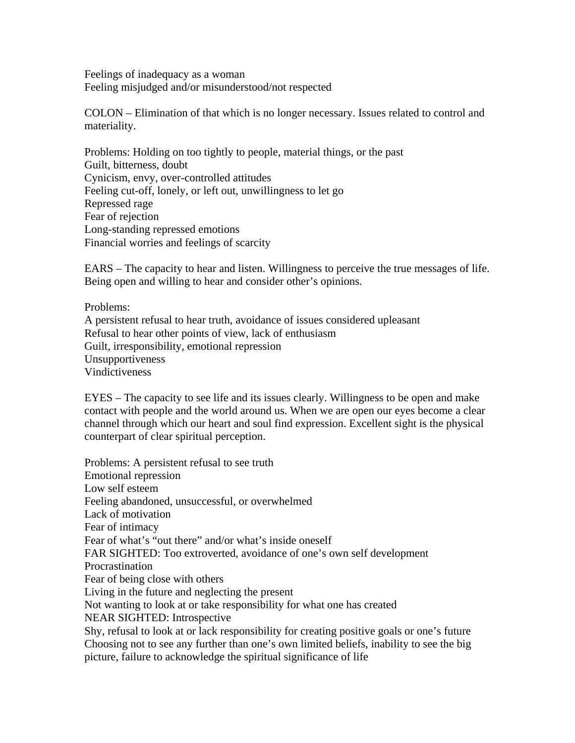Feelings of inadequacy as a woman
Feeling misjudged and/or misunderstood/not respected

COLON – Elimination of that which is no longer necessary. Issues related to control and materiality.

Problems: Holding on too tightly to people, material things, or the past
Guilt, bitterness, doubt
Cynicism, envy, over-controlled attitudes
Feeling cut-off, lonely, or left out, unwillingness to let go
Repressed rage
Fear of rejection
Long-standing repressed emotions
Financial worries and feelings of scarcity

EARS – The capacity to hear and listen. Willingness to perceive the true messages of life. Being open and willing to hear and consider other's opinions.

Problems:
A persistent refusal to hear truth, avoidance of issues considered upleasant
Refusal to hear other points of view, lack of enthusiasm
Guilt, irresponsibility, emotional repression
Unsupportiveness
Vindictiveness

EYES – The capacity to see life and its issues clearly. Willingness to be open and make contact with people and the world around us. When we are open our eyes become a clear channel through which our heart and soul find expression. Excellent sight is the physical counterpart of clear spiritual perception.

Problems: A persistent refusal to see truth
Emotional repression
Low self esteem
Feeling abandoned, unsuccessful, or overwhelmed
Lack of motivation
Fear of intimacy
Fear of what's "out there" and/or what's inside oneself
FAR SIGHTED: Too extroverted, avoidance of one's own self development
Procrastination
Fear of being close with others
Living in the future and neglecting the present
Not wanting to look at or take responsibility for what one has created
NEAR SIGHTED: Introspective
Shy, refusal to look at or lack responsibility for creating positive goals or one's future
Choosing not to see any further than one's own limited beliefs, inability to see the big picture, failure to acknowledge the spiritual significance of life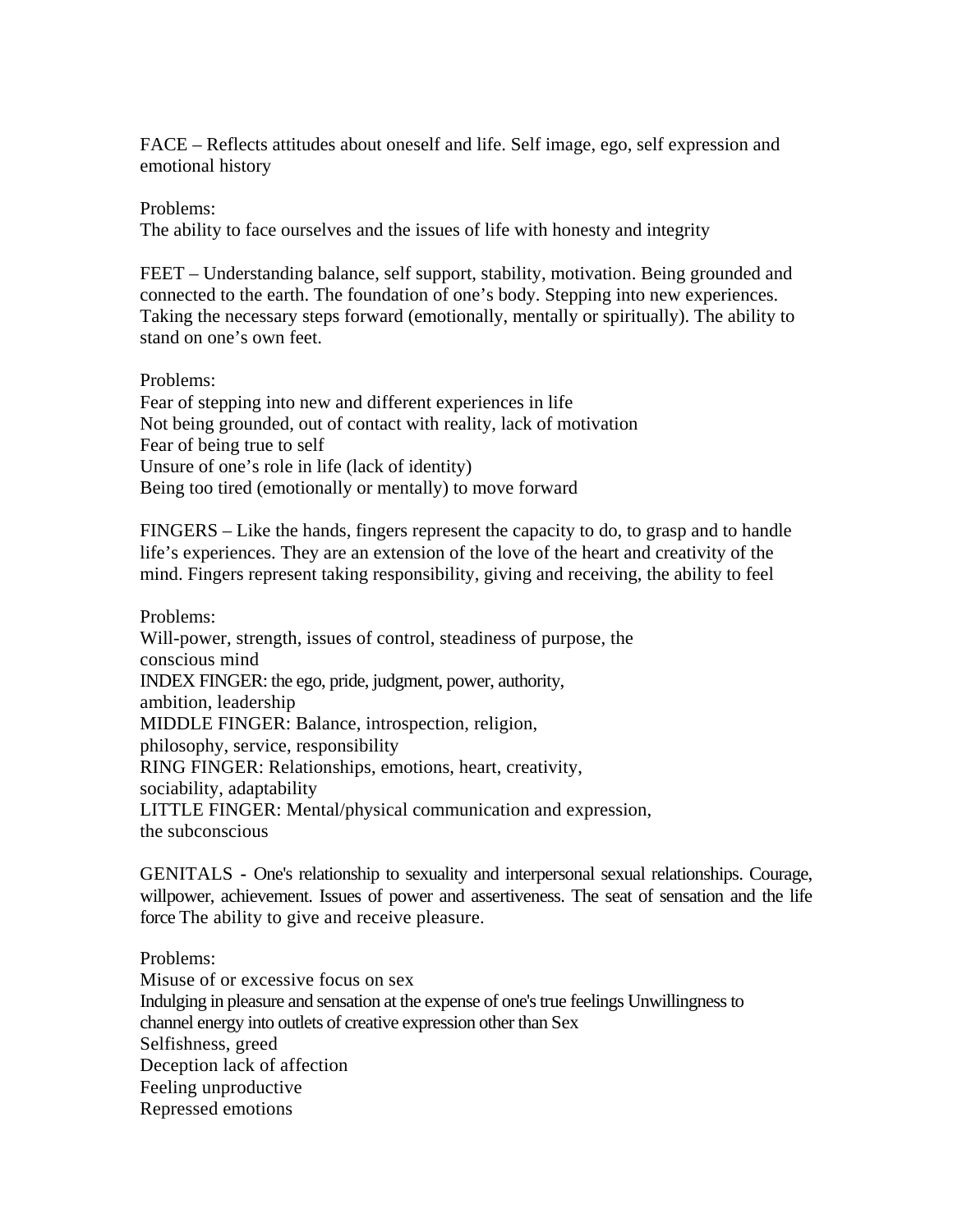FACE – Reflects attitudes about oneself and life. Self image, ego, self expression and emotional history

Problems:
The ability to face ourselves and the issues of life with honesty and integrity

FEET – Understanding balance, self support, stability, motivation. Being grounded and connected to the earth. The foundation of one's body. Stepping into new experiences. Taking the necessary steps forward (emotionally, mentally or spiritually). The ability to stand on one's own feet.

Problems:
Fear of stepping into new and different experiences in life
Not being grounded, out of contact with reality, lack of motivation
Fear of being true to self
Unsure of one's role in life (lack of identity)
Being too tired (emotionally or mentally) to move forward

FINGERS – Like the hands, fingers represent the capacity to do, to grasp and to handle life's experiences. They are an extension of the love of the heart and creativity of the mind. Fingers represent taking responsibility, giving and receiving, the ability to feel

Problems:
Will-power, strength, issues of control, steadiness of purpose, the conscious mind
INDEX FINGER: the ego, pride, judgment, power, authority, ambition, leadership
MIDDLE FINGER: Balance, introspection, religion, philosophy, service, responsibility
RING FINGER: Relationships, emotions, heart, creativity, sociability, adaptability
LITTLE FINGER: Mental/physical communication and expression, the subconscious

GENITALS - One's relationship to sexuality and interpersonal sexual relationships. Courage, willpower, achievement. Issues of power and assertiveness. The seat of sensation and the life force The ability to give and receive pleasure.

Problems:
Misuse of or excessive focus on sex
Indulging in pleasure and sensation at the expense of one's true feelings Unwillingness to channel energy into outlets of creative expression other than Sex
Selfishness, greed
Deception lack of affection
Feeling unproductive
Repressed emotions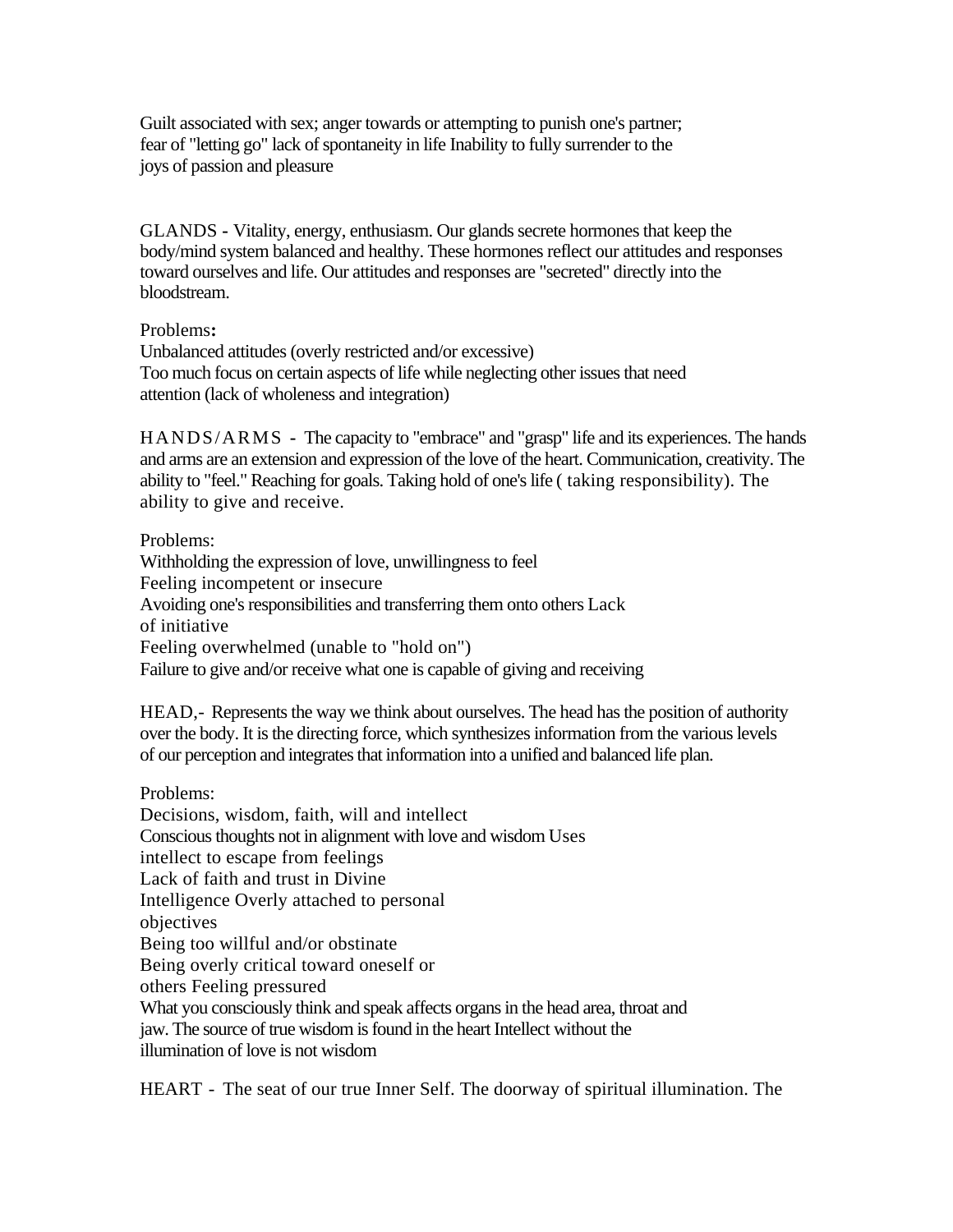Guilt associated with sex; anger towards or attempting to punish one's partner; fear of "letting go" lack of spontaneity in life Inability to fully surrender to the joys of passion and pleasure

GLANDS - Vitality, energy, enthusiasm. Our glands secrete hormones that keep the body/mind system balanced and healthy. These hormones reflect our attitudes and responses toward ourselves and life. Our attitudes and responses are "secreted" directly into the bloodstream.

Problems**:**
Unbalanced attitudes (overly restricted and/or excessive)
Too much focus on certain aspects of life while neglecting other issues that need attention (lack of wholeness and integration)

HANDS/ARMS - The capacity to "embrace" and "grasp" life and its experiences. The hands and arms are an extension and expression of the love of the heart. Communication, creativity. The ability to "feel." Reaching for goals. Taking hold of one's life ( taking responsibility). The ability to give and receive.

Problems:
Withholding the expression of love, unwillingness to feel
Feeling incompetent or insecure
Avoiding one's responsibilities and transferring them onto others Lack of initiative
Feeling overwhelmed (unable to "hold on")
Failure to give and/or receive what one is capable of giving and receiving

HEAD,- Represents the way we think about ourselves. The head has the position of authority over the body. It is the directing force, which synthesizes information from the various levels of our perception and integrates that information into a unified and balanced life plan.

Problems:
Decisions, wisdom, faith, will and intellect
Conscious thoughts not in alignment with love and wisdom Uses intellect to escape from feelings
Lack of faith and trust in Divine Intelligence Overly attached to personal objectives
Being too willful and/or obstinate
Being overly critical toward oneself or others Feeling pressured
What you consciously think and speak affects organs in the head area, throat and jaw. The source of true wisdom is found in the heart Intellect without the illumination of love is not wisdom

HEART - The seat of our true Inner Self. The doorway of spiritual illumination. The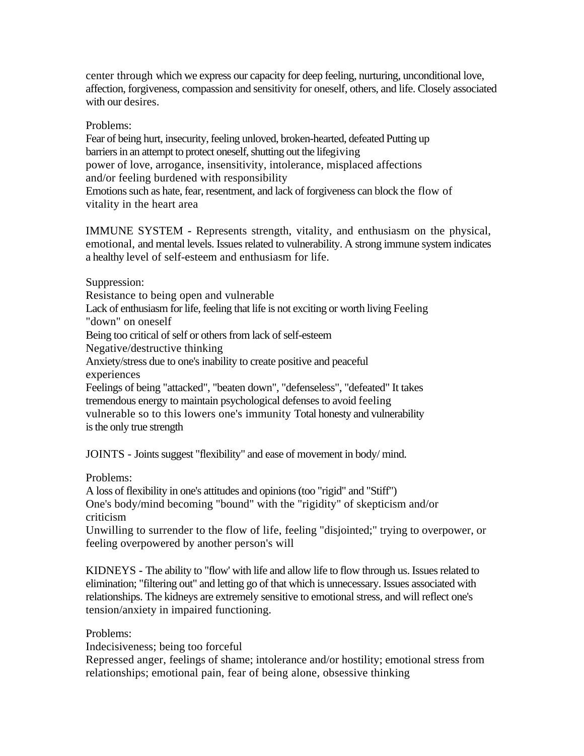center through which we express our capacity for deep feeling, nurturing, unconditional love, affection, forgiveness, compassion and sensitivity for oneself, others, and life. Closely associated with our desires.

Problems:

Fear of being hurt, insecurity, feeling unloved, broken-hearted, defeated Putting up barriers in an attempt to protect oneself, shutting out the lifegiving power of love, arrogance, insensitivity, intolerance, misplaced affections and/or feeling burdened with responsibility

Emotions such as hate, fear, resentment, and lack of forgiveness can block the flow of vitality in the heart area

IMMUNE SYSTEM - Represents strength, vitality, and enthusiasm on the physical, emotional, and mental levels. Issues related to vulnerability. A strong immune system indicates a healthy level of self-esteem and enthusiasm for life.

Suppression:

Resistance to being open and vulnerable

Lack of enthusiasm for life, feeling that life is not exciting or worth living Feeling "down" on oneself

Being too critical of self or others from lack of self-esteem

Negative/destructive thinking

Anxiety/stress due to one's inability to create positive and peaceful experiences

Feelings of being "attacked", "beaten down", "defenseless", "defeated" It takes tremendous energy to maintain psychological defenses to avoid feeling vulnerable so to this lowers one's immunity Total honesty and vulnerability is the only true strength

JOINTS - Joints suggest "flexibility" and ease of movement in body/ mind.

Problems:

A loss of flexibility in one's attitudes and opinions (too "rigid" and "Stiff")

One's body/mind becoming "bound" with the "rigidity" of skepticism and/or criticism

Unwilling to surrender to the flow of life, feeling "disjointed;" trying to overpower, or feeling overpowered by another person's will

KIDNEYS - The ability to "flow' with life and allow life to flow through us. Issues related to elimination; "filtering out" and letting go of that which is unnecessary. Issues associated with relationships. The kidneys are extremely sensitive to emotional stress, and will reflect one's tension/anxiety in impaired functioning.

Problems:

Indecisiveness; being too forceful

Repressed anger, feelings of shame; intolerance and/or hostility; emotional stress from relationships; emotional pain, fear of being alone, obsessive thinking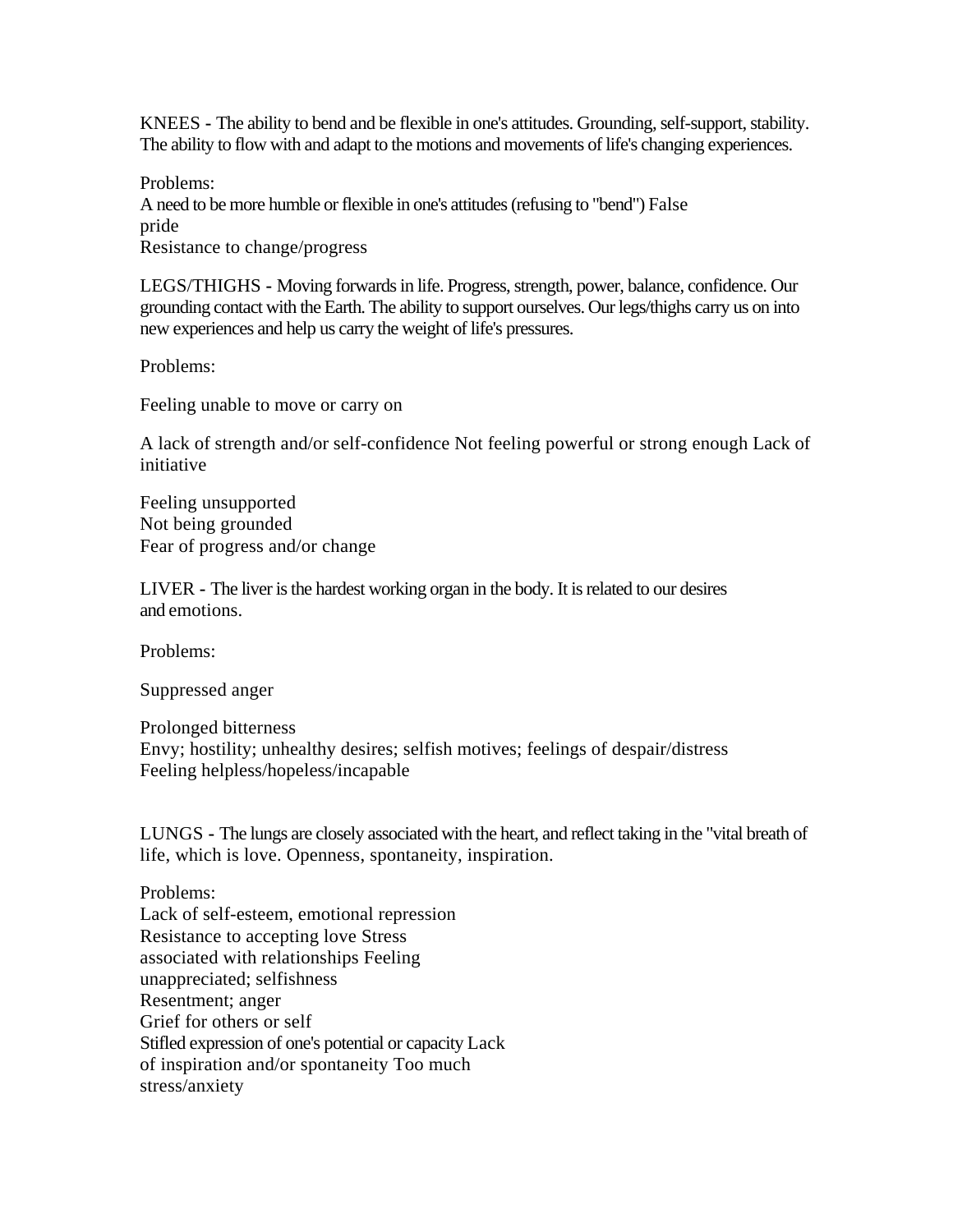KNEES - The ability to bend and be flexible in one's attitudes. Grounding, self-support, stability. The ability to flow with and adapt to the motions and movements of life's changing experiences.

Problems:
A need to be more humble or flexible in one's attitudes (refusing to "bend") False pride
Resistance to change/progress

LEGS/THIGHS - Moving forwards in life. Progress, strength, power, balance, confidence. Our grounding contact with the Earth. The ability to support ourselves. Our legs/thighs carry us on into new experiences and help us carry the weight of life's pressures.

Problems:

Feeling unable to move or carry on

A lack of strength and/or self-confidence Not feeling powerful or strong enough Lack of initiative

Feeling unsupported
Not being grounded
Fear of progress and/or change

LIVER - The liver is the hardest working organ in the body. It is related to our desires and emotions.

Problems:

Suppressed anger

Prolonged bitterness
Envy; hostility; unhealthy desires; selfish motives; feelings of despair/distress
Feeling helpless/hopeless/incapable

LUNGS - The lungs are closely associated with the heart, and reflect taking in the "vital breath of life, which is love. Openness, spontaneity, inspiration.

Problems:
Lack of self-esteem, emotional repression
Resistance to accepting love Stress associated with relationships Feeling unappreciated; selfishness
Resentment; anger
Grief for others or self
Stifled expression of one's potential or capacity Lack of inspiration and/or spontaneity Too much stress/anxiety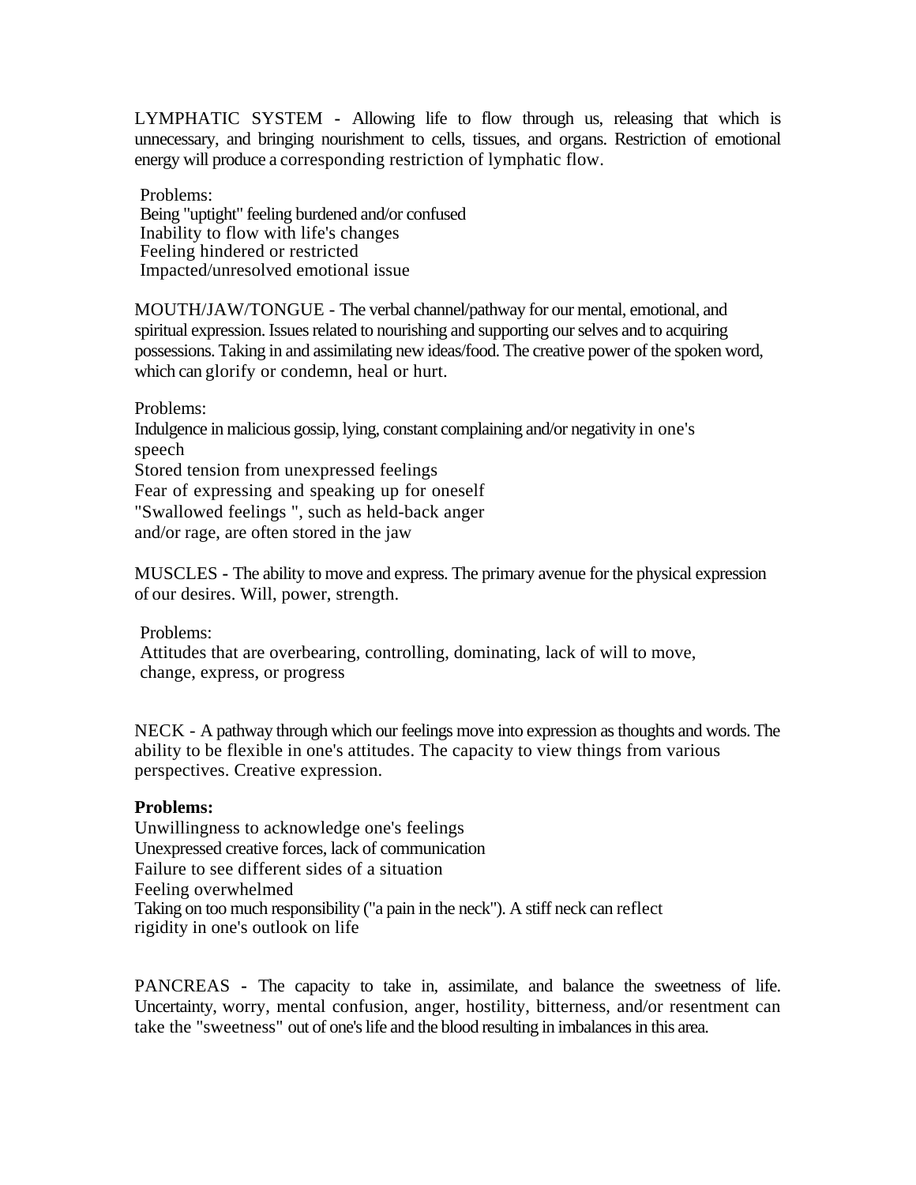LYMPHATIC SYSTEM - Allowing life to flow through us, releasing that which is unnecessary, and bringing nourishment to cells, tissues, and organs. Restriction of emotional energy will produce a corresponding restriction of lymphatic flow.

Problems:
Being "uptight" feeling burdened and/or confused
Inability to flow with life's changes
Feeling hindered or restricted
Impacted/unresolved emotional issue

MOUTH/JAW/TONGUE - The verbal channel/pathway for our mental, emotional, and spiritual expression. Issues related to nourishing and supporting our selves and to acquiring possessions. Taking in and assimilating new ideas/food. The creative power of the spoken word, which can glorify or condemn, heal or hurt.

Problems:
Indulgence in malicious gossip, lying, constant complaining and/or negativity in one's speech
Stored tension from unexpressed feelings
Fear of expressing and speaking up for oneself
"Swallowed feelings ", such as held-back anger and/or rage, are often stored in the jaw

MUSCLES - The ability to move and express. The primary avenue for the physical expression of our desires. Will, power, strength.

Problems:
Attitudes that are overbearing, controlling, dominating, lack of will to move, change, express, or progress

NECK - A pathway through which our feelings move into expression as thoughts and words. The ability to be flexible in one's attitudes. The capacity to view things from various perspectives. Creative expression.

**Problems:**
Unwillingness to acknowledge one's feelings
Unexpressed creative forces, lack of communication
Failure to see different sides of a situation
Feeling overwhelmed
Taking on too much responsibility ("a pain in the neck"). A stiff neck can reflect rigidity in one's outlook on life

PANCREAS - The capacity to take in, assimilate, and balance the sweetness of life. Uncertainty, worry, mental confusion, anger, hostility, bitterness, and/or resentment can take the "sweetness" out of one's life and the blood resulting in imbalances in this area.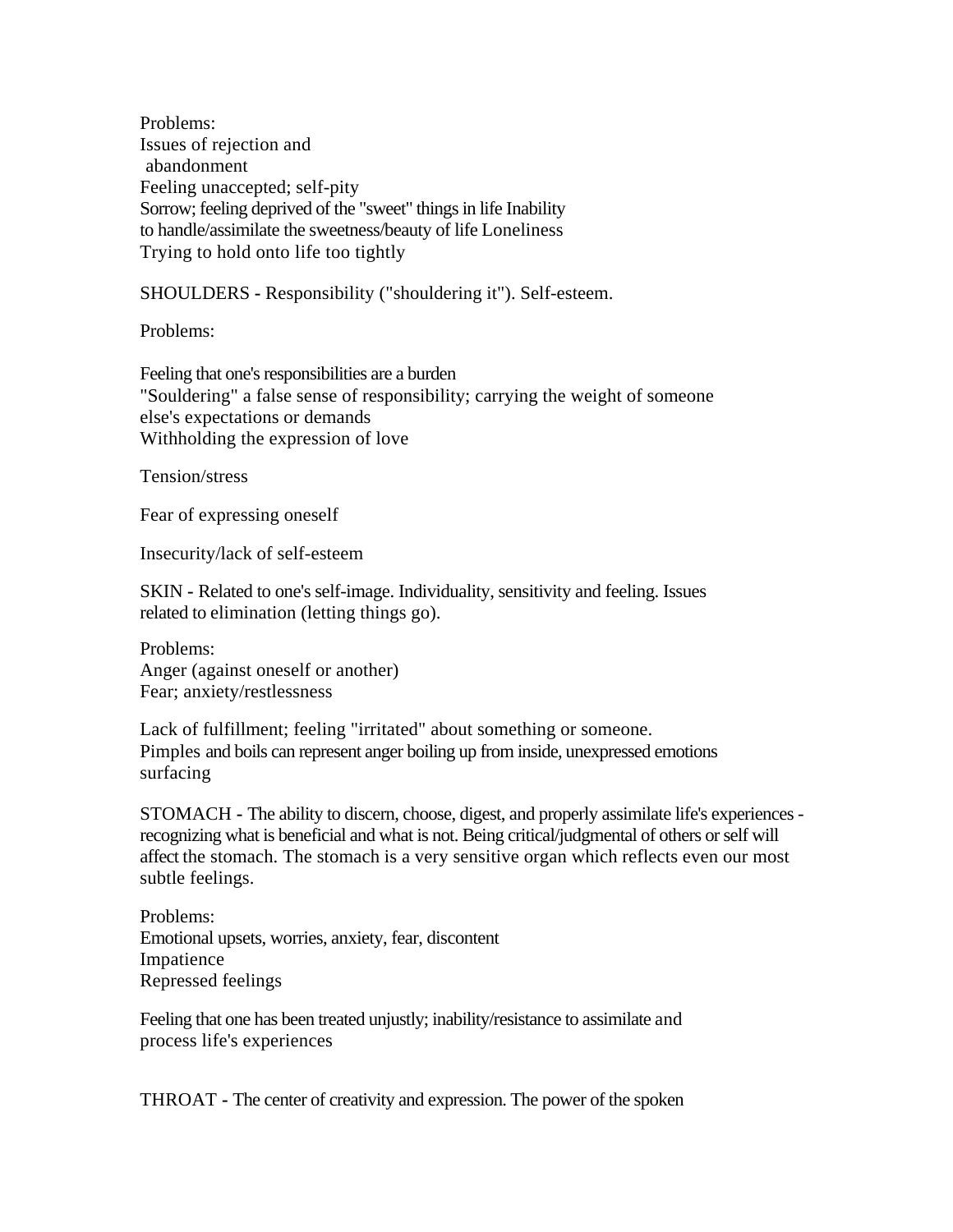Problems:
Issues of rejection and abandonment
Feeling unaccepted; self-pity
Sorrow; feeling deprived of the "sweet" things in life Inability to handle/assimilate the sweetness/beauty of life Loneliness
Trying to hold onto life too tightly

SHOULDERS - Responsibility ("shouldering it"). Self-esteem.

Problems:

Feeling that one's responsibilities are a burden
"Souldering" a false sense of responsibility; carrying the weight of someone else's expectations or demands
Withholding the expression of love

Tension/stress

Fear of expressing oneself

Insecurity/lack of self-esteem

SKIN - Related to one's self-image. Individuality, sensitivity and feeling. Issues related to elimination (letting things go).

Problems:
Anger (against oneself or another)
Fear; anxiety/restlessness

Lack of fulfillment; feeling "irritated" about something or someone.
Pimples and boils can represent anger boiling up from inside, unexpressed emotions surfacing

STOMACH - The ability to discern, choose, digest, and properly assimilate life's experiences - recognizing what is beneficial and what is not. Being critical/judgmental of others or self will affect the stomach. The stomach is a very sensitive organ which reflects even our most subtle feelings.

Problems:
Emotional upsets, worries, anxiety, fear, discontent
Impatience
Repressed feelings

Feeling that one has been treated unjustly; inability/resistance to assimilate and process life's experiences

THROAT - The center of creativity and expression. The power of the spoken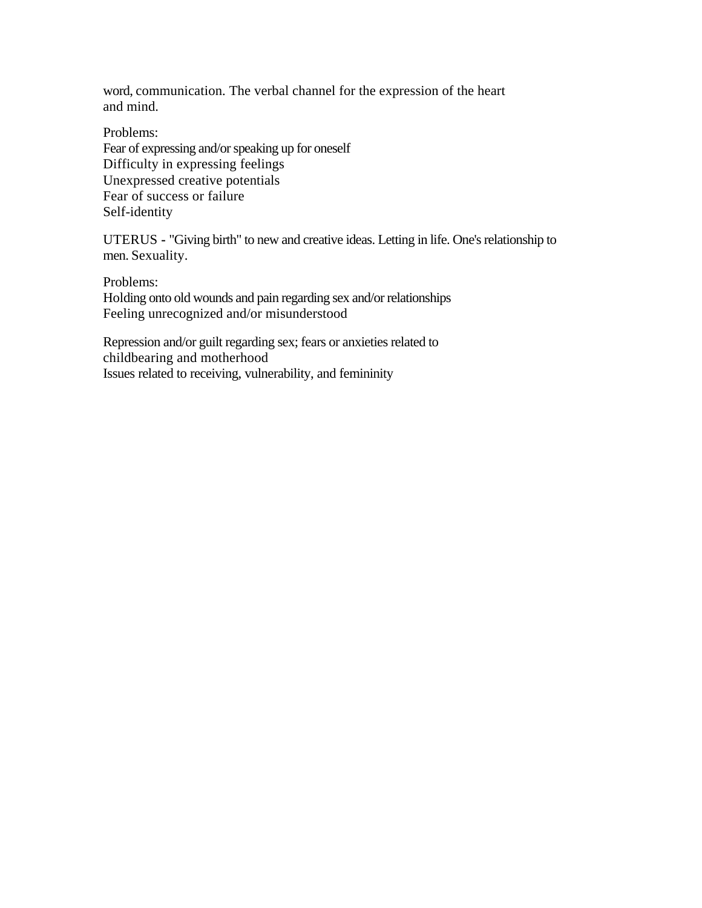word, communication. The verbal channel for the expression of the heart and mind.

Problems:
Fear of expressing and/or speaking up for oneself
Difficulty in expressing feelings
Unexpressed creative potentials
Fear of success or failure
Self-identity

UTERUS - "Giving birth" to new and creative ideas. Letting in life. One's relationship to men. Sexuality.

Problems:
Holding onto old wounds and pain regarding sex and/or relationships
Feeling unrecognized and/or misunderstood

Repression and/or guilt regarding sex; fears or anxieties related to childbearing and motherhood
Issues related to receiving, vulnerability, and femininity